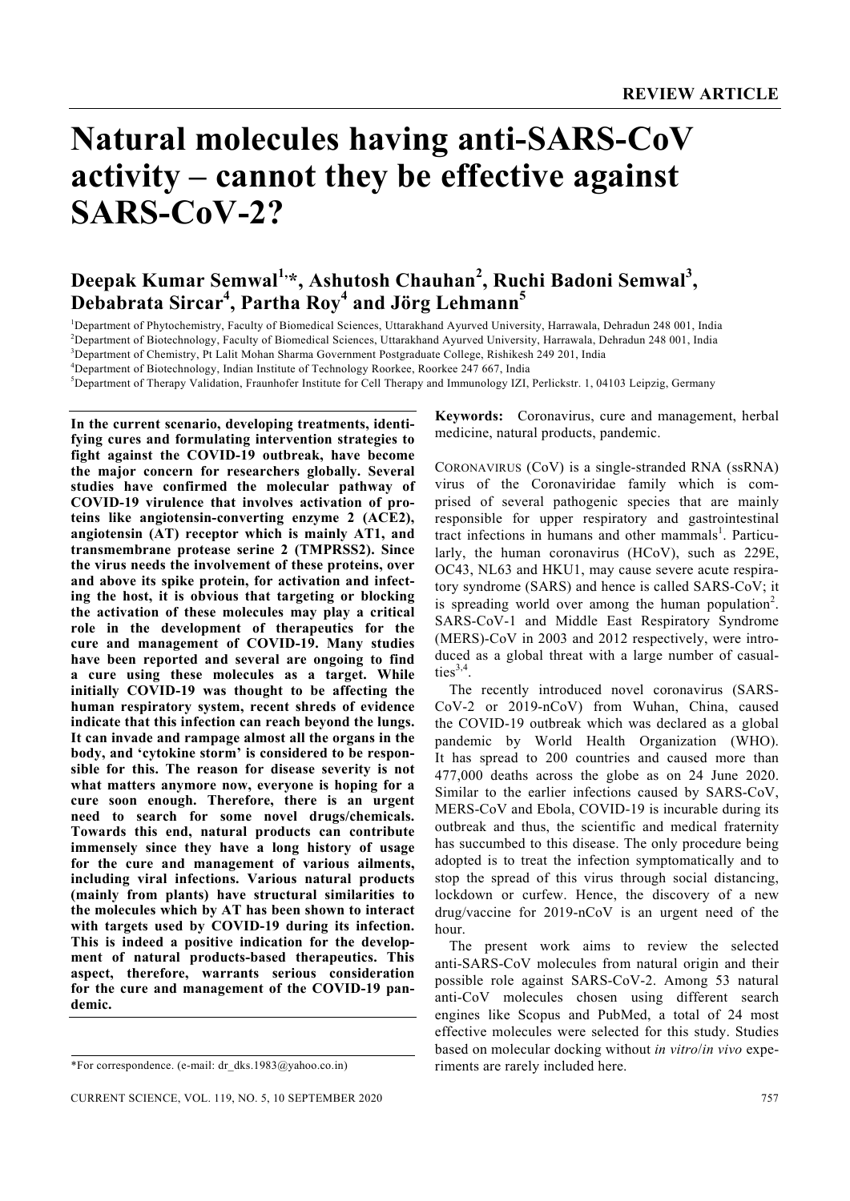REVIEW ARTICLE

# Natural molecules having anti-SARS-CoV activity – cannot they be effective against SARS-CoV-2?

**Deepak Kumar Semwal[1,*], Ashutosh Chauhan[2], Ruchi Badoni Semwal[3], Debabrata Sircar[4], Partha Roy[4] and Jörg Lehmann[5]**

[1]Department of Phytochemistry, Faculty of Biomedical Sciences, Uttarakhand Ayurved University, Harrawala, Dehradun 248 001, India
[2]Department of Biotechnology, Faculty of Biomedical Sciences, Uttarakhand Ayurved University, Harrawala, Dehradun 248 001, India
[3]Department of Chemistry, Pt Lalit Mohan Sharma Government Postgraduate College, Rishikesh 249 201, India
[4]Department of Biotechnology, Indian Institute of Technology Roorkee, Roorkee 247 667, India
[5]Department of Therapy Validation, Fraunhofer Institute for Cell Therapy and Immunology IZI, Perlickstr. 1, 04103 Leipzig, Germany

**In the current scenario, developing treatments, identifying cures and formulating intervention strategies to fight against the COVID-19 outbreak, have become the major concern for researchers globally. Several studies have confirmed the molecular pathway of COVID-19 virulence that involves activation of proteins like angiotensin-converting enzyme 2 (ACE2), angiotensin (AT) receptor which is mainly AT1, and transmembrane protease serine 2 (TMPRSS2). Since the virus needs the involvement of these proteins, over and above its spike protein, for activation and infecting the host, it is obvious that targeting or blocking the activation of these molecules may play a critical role in the development of therapeutics for the cure and management of COVID-19. Many studies have been reported and several are ongoing to find a cure using these molecules as a target. While initially COVID-19 was thought to be affecting the human respiratory system, recent shreds of evidence indicate that this infection can reach beyond the lungs. It can invade and rampage almost all the organs in the body, and 'cytokine storm' is considered to be responsible for this. The reason for disease severity is not what matters anymore now, everyone is hoping for a cure soon enough. Therefore, there is an urgent need to search for some novel drugs/chemicals. Towards this end, natural products can contribute immensely since they have a long history of usage for the cure and management of various ailments, including viral infections. Various natural products (mainly from plants) have structural similarities to the molecules which by AT has been shown to interact with targets used by COVID-19 during its infection. This is indeed a positive indication for the development of natural products-based therapeutics. This aspect, therefore, warrants serious consideration for the cure and management of the COVID-19 pandemic.**

*For correspondence. (e-mail: dr_dks.1983@yahoo.co.in)

**Keywords:** Coronavirus, cure and management, herbal medicine, natural products, pandemic.

CORONAVIRUS (CoV) is a single-stranded RNA (ssRNA) virus of the Coronaviridae family which is comprised of several pathogenic species that are mainly responsible for upper respiratory and gastrointestinal tract infections in humans and other mammals[1]. Particularly, the human coronavirus (HCoV), such as 229E, OC43, NL63 and HKU1, may cause severe acute respiratory syndrome (SARS) and hence is called SARS-CoV; it is spreading world over among the human population[2]. SARS-CoV-1 and Middle East Respiratory Syndrome (MERS)-CoV in 2003 and 2012 respectively, were introduced as a global threat with a large number of casualties[3,4].

The recently introduced novel coronavirus (SARS-CoV-2 or 2019-nCoV) from Wuhan, China, caused the COVID-19 outbreak which was declared as a global pandemic by World Health Organization (WHO). It has spread to 200 countries and caused more than 477,000 deaths across the globe as on 24 June 2020. Similar to the earlier infections caused by SARS-CoV, MERS-CoV and Ebola, COVID-19 is incurable during its outbreak and thus, the scientific and medical fraternity has succumbed to this disease. The only procedure being adopted is to treat the infection symptomatically and to stop the spread of this virus through social distancing, lockdown or curfew. Hence, the discovery of a new drug/vaccine for 2019-nCoV is an urgent need of the hour.

The present work aims to review the selected anti-SARS-CoV molecules from natural origin and their possible role against SARS-CoV-2. Among 53 natural anti-CoV molecules chosen using different search engines like Scopus and PubMed, a total of 24 most effective molecules were selected for this study. Studies based on molecular docking without *in vitro*/*in vivo* experiments are rarely included here.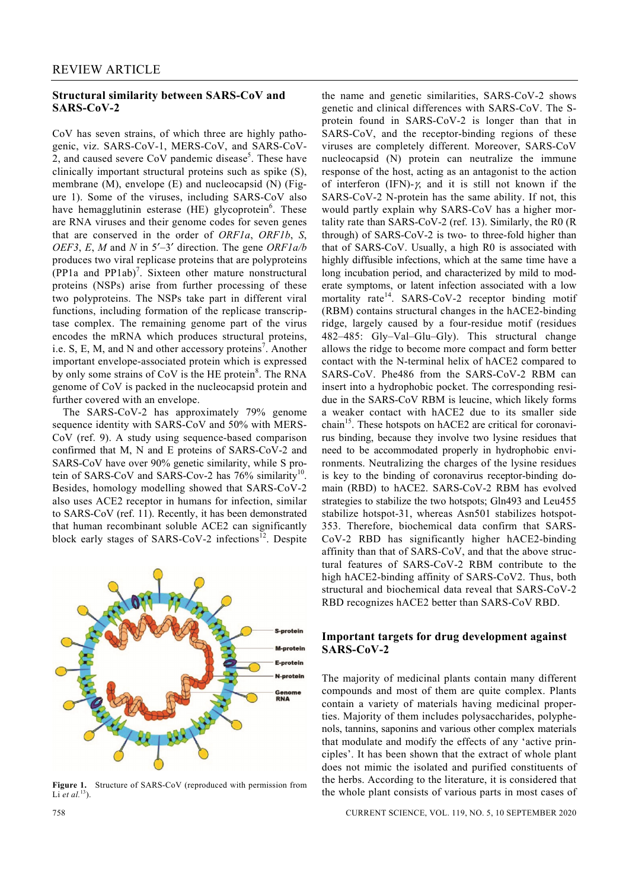## Structural similarity between SARS-CoV and SARS-CoV-2

CoV has seven strains, of which three are highly pathogenic, viz. SARS-CoV-1, MERS-CoV, and SARS-CoV-2, and caused severe CoV pandemic disease[5]. These have clinically important structural proteins such as spike (S), membrane (M), envelope (E) and nucleocapsid (N) (Figure 1). Some of the viruses, including SARS-CoV also have hemagglutinin esterase (HE) glycoprotein[6]. These are RNA viruses and their genome codes for seven genes that are conserved in the order of *ORF1a*, *ORF1b*, *S*, *OEF3*, *E*, *M* and *N* in 5′–3′ direction. The gene *ORF1a/b* produces two viral replicase proteins that are polyproteins (PP1a and PP1ab)[7]. Sixteen other mature nonstructural proteins (NSPs) arise from further processing of these two polyproteins. The NSPs take part in different viral functions, including formation of the replicase transcriptase complex. The remaining genome part of the virus encodes the mRNA which produces structural proteins, i.e. S, E, M, and N and other accessory proteins[7]. Another important envelope-associated protein which is expressed by only some strains of CoV is the HE protein[8]. The RNA genome of CoV is packed in the nucleocapsid protein and further covered with an envelope.

The SARS-CoV-2 has approximately 79% genome sequence identity with SARS-CoV and 50% with MERS-CoV (ref. 9). A study using sequence-based comparison confirmed that M, N and E proteins of SARS-CoV-2 and SARS-CoV have over 90% genetic similarity, while S protein of SARS-CoV and SARS-Cov-2 has 76% similarity[10]. Besides, homology modelling showed that SARS-CoV-2 also uses ACE2 receptor in humans for infection, similar to SARS-CoV (ref. 11). Recently, it has been demonstrated that human recombinant soluble ACE2 can significantly block early stages of SARS-CoV-2 infections[12]. Despite the name and genetic similarities, SARS-CoV-2 shows genetic and clinical differences with SARS-CoV. The S-protein found in SARS-CoV-2 is longer than that in SARS-CoV, and the receptor-binding regions of these viruses are completely different. Moreover, SARS-CoV nucleocapsid (N) protein can neutralize the immune response of the host, acting as an antagonist to the action of interferon (IFN)-$\gamma$, and it is still not known if the SARS-CoV-2 N-protein has the same ability. If not, this would partly explain why SARS-CoV has a higher mortality rate than SARS-CoV-2 (ref. 13). Similarly, the R0 (R through) of SARS-CoV-2 is two- to three-fold higher than that of SARS-CoV. Usually, a high R0 is associated with highly diffusible infections, which at the same time have a long incubation period, and characterized by mild to moderate symptoms, or latent infection associated with a low mortality rate[14]. SARS-CoV-2 receptor binding motif (RBM) contains structural changes in the hACE2-binding ridge, largely caused by a four-residue motif (residues 482–485: Gly–Val–Glu–Gly). This structural change allows the ridge to become more compact and form better contact with the N-terminal helix of hACE2 compared to SARS-CoV. Phe486 from the SARS-CoV-2 RBM can insert into a hydrophobic pocket. The corresponding residue in the SARS-CoV RBM is leucine, which likely forms a weaker contact with hACE2 due to its smaller side chain[15]. These hotspots on hACE2 are critical for coronavirus binding, because they involve two lysine residues that need to be accommodated properly in hydrophobic environments. Neutralizing the charges of the lysine residues is key to the binding of coronavirus receptor-binding domain (RBD) to hACE2. SARS-CoV-2 RBM has evolved strategies to stabilize the two hotspots; Gln493 and Leu455 stabilize hotspot-31, whereas Asn501 stabilizes hotspot-353. Therefore, biochemical data confirm that SARS-CoV-2 RBD has significantly higher hACE2-binding affinity than that of SARS-CoV, and that the above structural features of SARS-CoV-2 RBM contribute to the high hACE2-binding affinity of SARS-CoV2. Thus, both structural and biochemical data reveal that SARS-CoV-2 RBD recognizes hACE2 better than SARS-CoV RBD.

**Figure 1.** Structure of SARS-CoV (reproduced with permission from Li *et al.*[13]).

## Important targets for drug development against SARS-CoV-2

The majority of medicinal plants contain many different compounds and most of them are quite complex. Plants contain a variety of materials having medicinal properties. Majority of them includes polysaccharides, polyphenols, tannins, saponins and various other complex materials that modulate and modify the effects of any 'active principles'. It has been shown that the extract of whole plant does not mimic the isolated and purified constituents of the herbs. According to the literature, it is considered that the whole plant consists of various parts in most cases of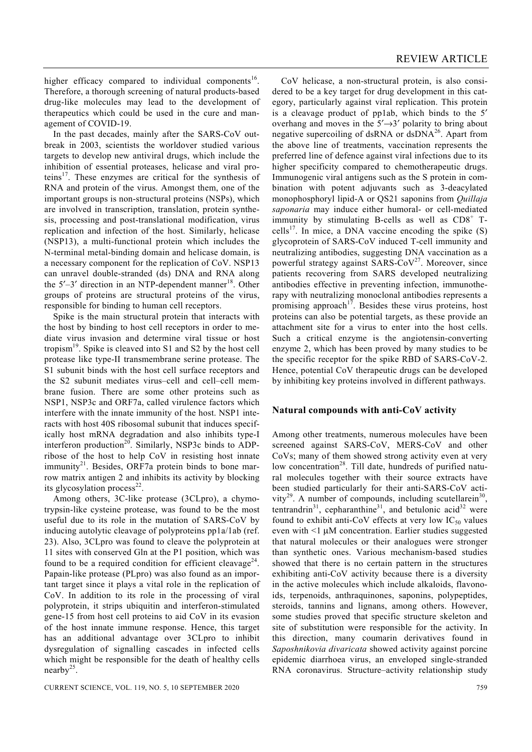higher efficacy compared to individual components[16]. Therefore, a thorough screening of natural products-based drug-like molecules may lead to the development of therapeutics which could be used in the cure and management of COVID-19.

In the past decades, mainly after the SARS-CoV outbreak in 2003, scientists the worldover studied various targets to develop new antiviral drugs, which include the inhibition of essential proteases, helicase and viral proteins[17]. These enzymes are critical for the synthesis of RNA and protein of the virus. Amongst them, one of the important groups is non-structural proteins (NSPs), which are involved in transcription, translation, protein synthesis, processing and post-translational modification, virus replication and infection of the host. Similarly, helicase (NSP13), a multi-functional protein which includes the N-terminal metal-binding domain and helicase domain, is a necessary component for the replication of CoV. NSP13 can unravel double-stranded (ds) DNA and RNA along the 5′–3′ direction in an NTP-dependent manner[18]. Other groups of proteins are structural proteins of the virus, responsible for binding to human cell receptors.

Spike is the main structural protein that interacts with the host by binding to host cell receptors in order to mediate virus invasion and determine viral tissue or host tropism[19]. Spike is cleaved into S1 and S2 by the host cell protease like type-II transmembrane serine protease. The S1 subunit binds with the host cell surface receptors and the S2 subunit mediates virus–cell and cell–cell membrane fusion. There are some other proteins such as NSP1, NSP3c and ORF7a, called virulence factors which interfere with the innate immunity of the host. NSP1 interacts with host 40S ribosomal subunit that induces specifically host mRNA degradation and also inhibits type-I interferon production[20]. Similarly, NSP3c binds to ADP-ribose of the host to help CoV in resisting host innate immunity[21]. Besides, ORF7a protein binds to bone marrow matrix antigen 2 and inhibits its activity by blocking its glycosylation process[22].

Among others, 3C-like protease (3CLpro), a chymotrypsin-like cysteine protease, was found to be the most useful due to its role in the mutation of SARS-CoV by inducing autolytic cleavage of polyproteins pp1a/1ab (ref. 23). Also, 3CLpro was found to cleave the polyprotein at 11 sites with conserved Gln at the P1 position, which was found to be a required condition for efficient cleavage[24]. Papain-like protease (PLpro) was also found as an important target since it plays a vital role in the replication of CoV. In addition to its role in the processing of viral polyprotein, it strips ubiquitin and interferon-stimulated gene-15 from host cell proteins to aid CoV in its evasion of the host innate immune response. Hence, this target has an additional advantage over 3CLpro to inhibit dysregulation of signalling cascades in infected cells which might be responsible for the death of healthy cells nearby[25].

CoV helicase, a non-structural protein, is also considered to be a key target for drug development in this category, particularly against viral replication. This protein is a cleavage product of pp1ab, which binds to the 5′ overhang and moves in the 5′→3′ polarity to bring about negative supercoiling of dsRNA or dsDNA[26]. Apart from the above line of treatments, vaccination represents the preferred line of defence against viral infections due to its higher specificity compared to chemotherapeutic drugs. Immunogenic viral antigens such as the S protein in combination with potent adjuvants such as 3-deacylated monophosphoryl lipid-A or QS21 saponins from *Quillaja saponaria* may induce either humoral- or cell-mediated immunity by stimulating B-cells as well as $CD8^+$ T-cells[17]. In mice, a DNA vaccine encoding the spike (S) glycoprotein of SARS-CoV induced T-cell immunity and neutralizing antibodies, suggesting DNA vaccination as a powerful strategy against SARS-CoV[27]. Moreover, since patients recovering from SARS developed neutralizing antibodies effective in preventing infection, immunotherapy with neutralizing monoclonal antibodies represents a promising approach[17]. Besides these virus proteins, host proteins can also be potential targets, as these provide an attachment site for a virus to enter into the host cells. Such a critical enzyme is the angiotensin-converting enzyme 2, which has been proved by many studies to be the specific receptor for the spike RBD of SARS-CoV-2. Hence, potential CoV therapeutic drugs can be developed by inhibiting key proteins involved in different pathways.

## Natural compounds with anti-CoV activity

Among other treatments, numerous molecules have been screened against SARS-CoV, MERS-CoV and other CoVs; many of them showed strong activity even at very low concentration[28]. Till date, hundreds of purified natural molecules together with their source extracts have been studied particularly for their anti-SARS-CoV activity[29]. A number of compounds, including scutellarein[30], tentrandrin[31], cepharanthine[31], and betulonic acid[32] were found to exhibit anti-CoV effects at very low $IC_{50}$ values even with <1 μM concentration. Earlier studies suggested that natural molecules or their analogues were stronger than synthetic ones. Various mechanism-based studies showed that there is no certain pattern in the structures exhibiting anti-CoV activity because there is a diversity in the active molecules which include alkaloids, flavonoids, terpenoids, anthraquinones, saponins, polypeptides, steroids, tannins and lignans, among others. However, some studies proved that specific structure skeleton and site of substitution were responsible for the activity. In this direction, many coumarin derivatives found in *Saposhnikovia divaricata* showed activity against porcine epidemic diarrhoea virus, an enveloped single-stranded RNA coronavirus. Structure–activity relationship study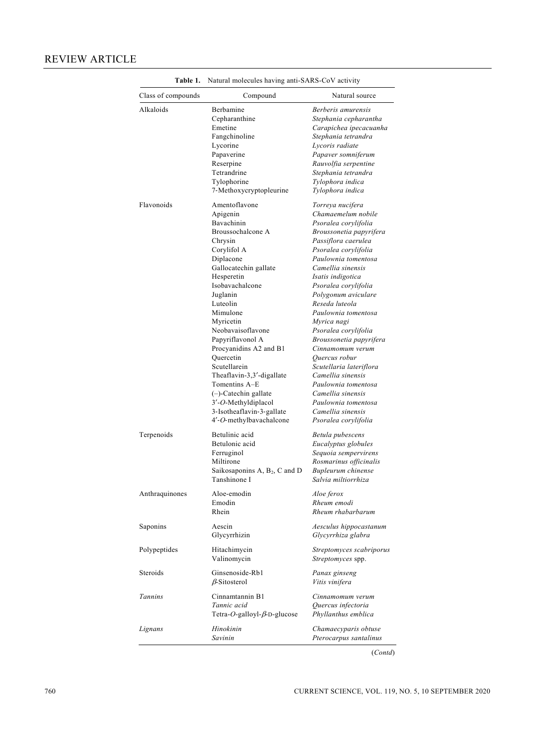**Table 1.** Natural molecules having anti-SARS-CoV activity

| Class of compounds | Compound | Natural source |
|---|---|---|
| Alkaloids | Berbamine | *Berberis amurensis* |
| | Cepharanthine | *Stephania cepharantha* |
| | Emetine | *Carapichea ipecacuanha* |
| | Fangchinoline | *Stephania tetrandra* |
| | Lycorine | *Lycoris radiate* |
| | Papaverine | *Papaver somniferum* |
| | Reserpine | *Rauvolfia serpentine* |
| | Tetrandrine | *Stephania tetrandra* |
| | Tylophorine | *Tylophora indica* |
| | 7-Methoxycryptopleurine | *Tylophora indica* |
| Flavonoids | Amentoflavone | *Torreya nucifera* |
| | Apigenin | *Chamaemelum nobile* |
| | Bavachinin | *Psoralea corylifolia* |
| | Broussochalcone A | *Broussonetia papyrifera* |
| | Chrysin | *Passiflora caerulea* |
| | Corylifol A | *Psoralea corylifolia* |
| | Diplacone | *Paulownia tomentosa* |
| | Gallocatechin gallate | *Camellia sinensis* |
| | Hesperetin | *Isatis indigotica* |
| | Isobavachalcone | *Psoralea corylifolia* |
| | Juglanin | *Polygonum aviculare* |
| | Luteolin | *Reseda luteola* |
| | Mimulone | *Paulownia tomentosa* |
| | Myricetin | *Myrica nagi* |
| | Neobavaisoflavone | *Psoralea corylifolia* |
| | Papyriflavonol A | *Broussonetia papyrifera* |
| | Procyanidins A2 and B1 | *Cinnamomum verum* |
| | Quercetin | *Quercus robur* |
| | Scutellarein | *Scutellaria lateriflora* |
| | Theaflavin-3,3′-digallate | *Camellia sinensis* |
| | Tomentins A–E | *Paulownia tomentosa* |
| | (–)-Catechin gallate | *Camellia sinensis* |
| | 3′-*O*-Methyldiplacol | *Paulownia tomentosa* |
| | 3-Isotheaflavin-3-gallate | *Camellia sinensis* |
| | 4′-*O*-methylbavachalcone | *Psoralea corylifolia* |
| Terpenoids | Betulinic acid | *Betula pubescens* |
| | Betulonic acid | *Eucalyptus globules* |
| | Ferruginol | *Sequoia sempervirens* |
| | Miltirone | *Rosmarinus officinalis* |
| | Saikosaponins A, $B_2$, C and D | *Bupleurum chinense* |
| | Tanshinone I | *Salvia miltiorrhiza* |
| Anthraquinones | Aloe-emodin | *Aloe ferox* |
| | Emodin | *Rheum emodi* |
| | Rhein | *Rheum rhabarbarum* |
| Saponins | Aescin | *Aesculus hippocastanum* |
| | Glycyrrhizin | *Glycyrrhiza glabra* |
| Polypeptides | Hitachimycin | *Streptomyces scabriporus* |
| | Valinomycin | *Streptomyces* spp. |
| Steroids | Ginsenoside-Rb1 | *Panax ginseng* |
| | $\beta$-Sitosterol | *Vitis vinifera* |
| *Tannins* | Cinnamtannin B1 | *Cinnamomum verum* |
| | *Tannic acid* | *Quercus infectoria* |
| | Tetra-*O*-galloyl-$\beta$-D-glucose | *Phyllanthus emblica* |
| *Lignans* | *Hinokinin* | *Chamaecyparis obtuse* |
| | *Savinin* | *Pterocarpus santalinus* |

(*Contd*)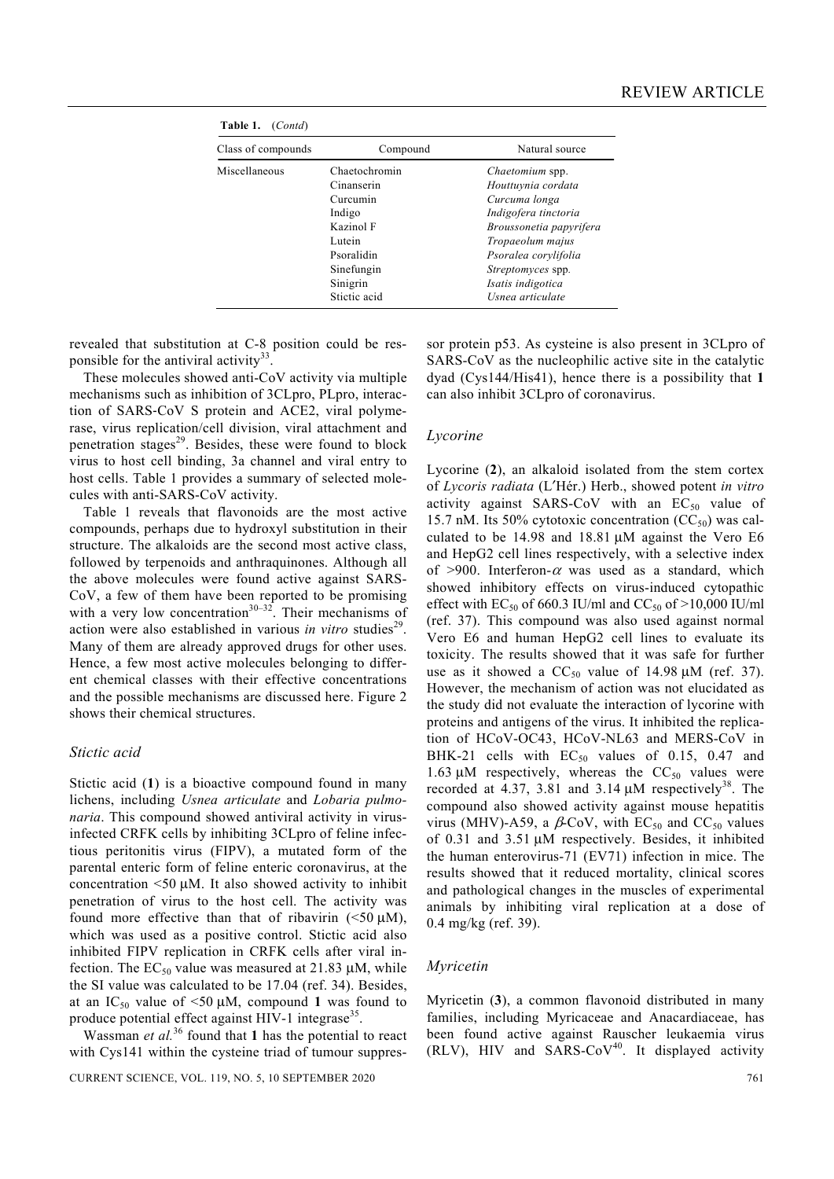**Table 1.** (*Contd*)

| Class of compounds | Compound | Natural source |
|---|---|---|
| Miscellaneous | Chaetochromin | *Chaetomium* spp. |
| | Cinanserin | *Houttuynia cordata* |
| | Curcumin | *Curcuma longa* |
| | Indigo | *Indigofera tinctoria* |
| | Kazinol F | *Broussonetia papyrifera* |
| | Lutein | *Tropaeolum majus* |
| | Psoralidin | *Psoralea corylifolia* |
| | Sinefungin | *Streptomyces* spp. |
| | Sinigrin | *Isatis indigotica* |
| | Stictic acid | *Usnea articulate* |

revealed that substitution at C-8 position could be responsible for the antiviral activity[33].

These molecules showed anti-CoV activity via multiple mechanisms such as inhibition of 3CLpro, PLpro, interaction of SARS-CoV S protein and ACE2, viral polymerase, virus replication/cell division, viral attachment and penetration stages[29]. Besides, these were found to block virus to host cell binding, 3a channel and viral entry to host cells. Table 1 provides a summary of selected molecules with anti-SARS-CoV activity.

Table 1 reveals that flavonoids are the most active compounds, perhaps due to hydroxyl substitution in their structure. The alkaloids are the second most active class, followed by terpenoids and anthraquinones. Although all the above molecules were found active against SARS-CoV, a few of them have been reported to be promising with a very low concentration[30–32]. Their mechanisms of action were also established in various *in vitro* studies[29]. Many of them are already approved drugs for other uses. Hence, a few most active molecules belonging to different chemical classes with their effective concentrations and the possible mechanisms are discussed here. Figure 2 shows their chemical structures.

### Stictic acid

Stictic acid (**1**) is a bioactive compound found in many lichens, including *Usnea articulate* and *Lobaria pulmonaria*. This compound showed antiviral activity in virus-infected CRFK cells by inhibiting 3CLpro of feline infectious peritonitis virus (FIPV), a mutated form of the parental enteric form of feline enteric coronavirus, at the concentration <50 μM. It also showed activity to inhibit penetration of virus to the host cell. The activity was found more effective than that of ribavirin (<50 μM), which was used as a positive control. Stictic acid also inhibited FIPV replication in CRFK cells after viral infection. The $EC_{50}$ value was measured at 21.83 μM, while the SI value was calculated to be 17.04 (ref. 34). Besides, at an $IC_{50}$ value of <50 μM, compound **1** was found to produce potential effect against HIV-1 integrase[35].

Wassman *et al.*[36] found that **1** has the potential to react with Cys141 within the cysteine triad of tumour suppressor protein p53. As cysteine is also present in 3CLpro of SARS-CoV as the nucleophilic active site in the catalytic dyad (Cys144/His41), hence there is a possibility that **1** can also inhibit 3CLpro of coronavirus.

### Lycorine

Lycorine (**2**), an alkaloid isolated from the stem cortex of *Lycoris radiata* (L′Hér.) Herb., showed potent *in vitro* activity against SARS-CoV with an $EC_{50}$ value of 15.7 nM. Its 50% cytotoxic concentration ($CC_{50}$) was calculated to be 14.98 and 18.81 μM against the Vero E6 and HepG2 cell lines respectively, with a selective index of >900. Interferon-$\alpha$ was used as a standard, which showed inhibitory effects on virus-induced cytopathic effect with $EC_{50}$ of 660.3 IU/ml and $CC_{50}$ of >10,000 IU/ml (ref. 37). This compound was also used against normal Vero E6 and human HepG2 cell lines to evaluate its toxicity. The results showed that it was safe for further use as it showed a $CC_{50}$ value of 14.98 μM (ref. 37). However, the mechanism of action was not elucidated as the study did not evaluate the interaction of lycorine with proteins and antigens of the virus. It inhibited the replication of HCoV-OC43, HCoV-NL63 and MERS-CoV in BHK-21 cells with $EC_{50}$ values of 0.15, 0.47 and 1.63 μM respectively, whereas the $CC_{50}$ values were recorded at 4.37, 3.81 and 3.14 μM respectively[38]. The compound also showed activity against mouse hepatitis virus (MHV)-A59, a $\beta$-CoV, with $EC_{50}$ and $CC_{50}$ values of 0.31 and 3.51 μM respectively. Besides, it inhibited the human enterovirus-71 (EV71) infection in mice. The results showed that it reduced mortality, clinical scores and pathological changes in the muscles of experimental animals by inhibiting viral replication at a dose of 0.4 mg/kg (ref. 39).

### Myricetin

Myricetin (**3**), a common flavonoid distributed in many families, including Myricaceae and Anacardiaceae, has been found active against Rauscher leukaemia virus (RLV), HIV and SARS-CoV[40]. It displayed activity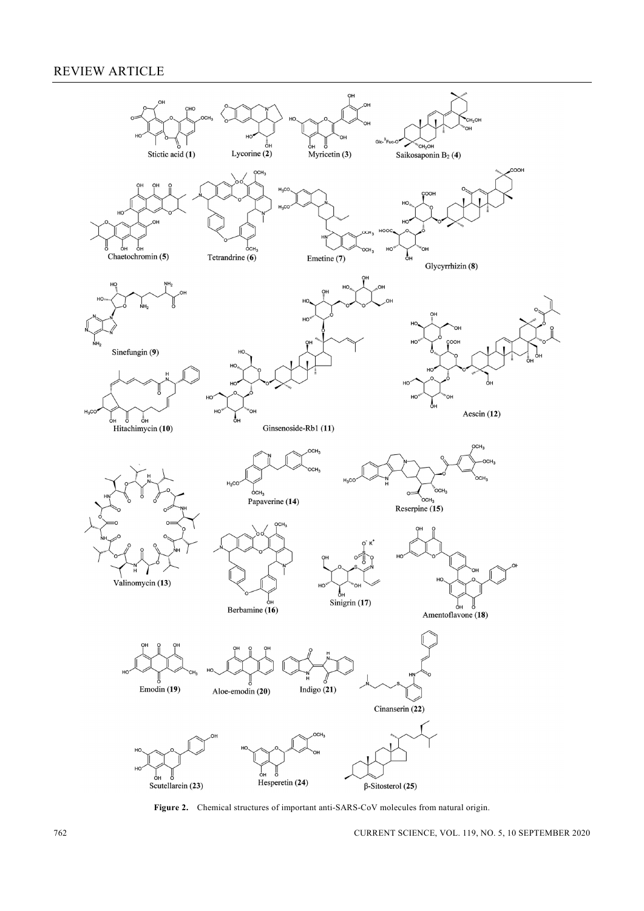Figure 2. Chemical structures of important anti-SARS-CoV molecules from natural origin.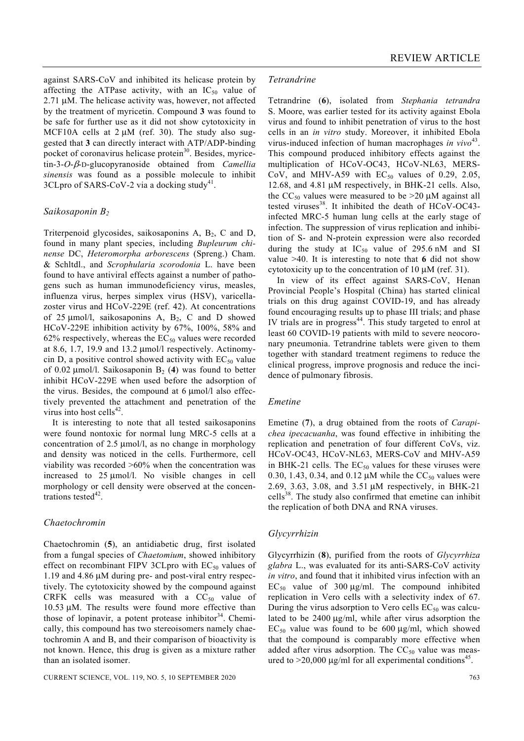against SARS-CoV and inhibited its helicase protein by affecting the ATPase activity, with an $IC_{50}$ value of 2.71 μM. The helicase activity was, however, not affected by the treatment of myricetin. Compound **3** was found to be safe for further use as it did not show cytotoxicity in MCF10A cells at 2 μM (ref. 30). The study also suggested that **3** can directly interact with ATP/ADP-binding pocket of coronavirus helicase protein[30]. Besides, myricetin-3-*O*-*β*-D-glucopyranoside obtained from *Camellia sinensis* was found as a possible molecule to inhibit 3CLpro of SARS-CoV-2 via a docking study[41].

### *Saikosaponin $B_2$*

Triterpenoid glycosides, saikosaponins A, $B_2$, C and D, found in many plant species, including *Bupleurum chinense* DC, *Heteromorpha arborescens* (Spreng.) Cham. & Schltdl., and *Scrophularia scorodonia* L. have been found to have antiviral effects against a number of pathogens such as human immunodeficiency virus, measles, influenza virus, herpes simplex virus (HSV), varicella-zoster virus and HCoV-229E (ref. 42). At concentrations of 25 μmol/l, saikosaponins A, $B_2$, C and D showed HCoV-229E inhibition activity by 67%, 100%, 58% and 62% respectively, whereas the $EC_{50}$ values were recorded at 8.6, 1.7, 19.9 and 13.2 μmol/l respectively. Actinomycin D, a positive control showed activity with $EC_{50}$ value of 0.02 μmol/l. Saikosaponin $B_2$ (**4**) was found to better inhibit HCoV-229E when used before the adsorption of the virus. Besides, the compound at 6 μmol/l also effectively prevented the attachment and penetration of the virus into host cells[42].

It is interesting to note that all tested saikosaponins were found nontoxic for normal lung MRC-5 cells at a concentration of 2.5 μmol/l, as no change in morphology and density was noticed in the cells. Furthermore, cell viability was recorded >60% when the concentration was increased to 25 μmol/l. No visible changes in cell morphology or cell density were observed at the concentrations tested[42].

### *Chaetochromin*

Chaetochromin (**5**), an antidiabetic drug, first isolated from a fungal species of *Chaetomium*, showed inhibitory effect on recombinant FIPV 3CLpro with $EC_{50}$ values of 1.19 and 4.86 μM during pre- and post-viral entry respectively. The cytotoxicity showed by the compound against CRFK cells was measured with a $CC_{50}$ value of 10.53 μM. The results were found more effective than those of lopinavir, a potent protease inhibitor[34]. Chemically, this compound has two stereoisomers namely chaetochromin A and B, and their comparison of bioactivity is not known. Hence, this drug is given as a mixture rather than an isolated isomer.

### *Tetrandrine*

Tetrandrine (**6**), isolated from *Stephania tetrandra* S. Moore, was earlier tested for its activity against Ebola virus and found to inhibit penetration of virus to the host cells in an *in vitro* study. Moreover, it inhibited Ebola virus-induced infection of human macrophages *in vivo*[43]. This compound produced inhibitory effects against the multiplication of HCoV-OC43, HCoV-NL63, MERS-CoV, and MHV-A59 with $EC_{50}$ values of 0.29, 2.05, 12.68, and 4.81 μM respectively, in BHK-21 cells. Also, the $CC_{50}$ values were measured to be >20 μM against all tested viruses[38]. It inhibited the death of HCoV-OC43-infected MRC-5 human lung cells at the early stage of infection. The suppression of virus replication and inhibition of S- and N-protein expression were also recorded during the study at $IC_{50}$ value of 295.6 nM and SI value >40. It is interesting to note that **6** did not show cytotoxicity up to the concentration of 10 μM (ref. 31).

In view of its effect against SARS-CoV, Henan Provincial People's Hospital (China) has started clinical trials on this drug against COVID-19, and has already found encouraging results up to phase III trials; and phase IV trials are in progress[44]. This study targeted to enrol at least 60 COVID-19 patients with mild to severe neocoronary pneumonia. Tetrandrine tablets were given to them together with standard treatment regimens to reduce the clinical progress, improve prognosis and reduce the incidence of pulmonary fibrosis.

### *Emetine*

Emetine (**7**), a drug obtained from the roots of *Carapichea ipecacuanha*, was found effective in inhibiting the replication and penetration of four different CoVs, viz. HCoV-OC43, HCoV-NL63, MERS-CoV and MHV-A59 in BHK-21 cells. The $EC_{50}$ values for these viruses were 0.30, 1.43, 0.34, and 0.12 μM while the $CC_{50}$ values were 2.69, 3.63, 3.08, and 3.51 μM respectively, in BHK-21 cells[38]. The study also confirmed that emetine can inhibit the replication of both DNA and RNA viruses.

### *Glycyrrhizin*

Glycyrrhizin (**8**), purified from the roots of *Glycyrrhiza glabra* L., was evaluated for its anti-SARS-CoV activity *in vitro*, and found that it inhibited virus infection with an $EC_{50}$ value of 300 μg/ml. The compound inhibited replication in Vero cells with a selectivity index of 67. During the virus adsorption to Vero cells $EC_{50}$ was calculated to be 2400 μg/ml, while after virus adsorption the $EC_{50}$ value was found to be 600 μg/ml, which showed that the compound is comparably more effective when added after virus adsorption. The $CC_{50}$ value was measured to >20,000 μg/ml for all experimental conditions[45].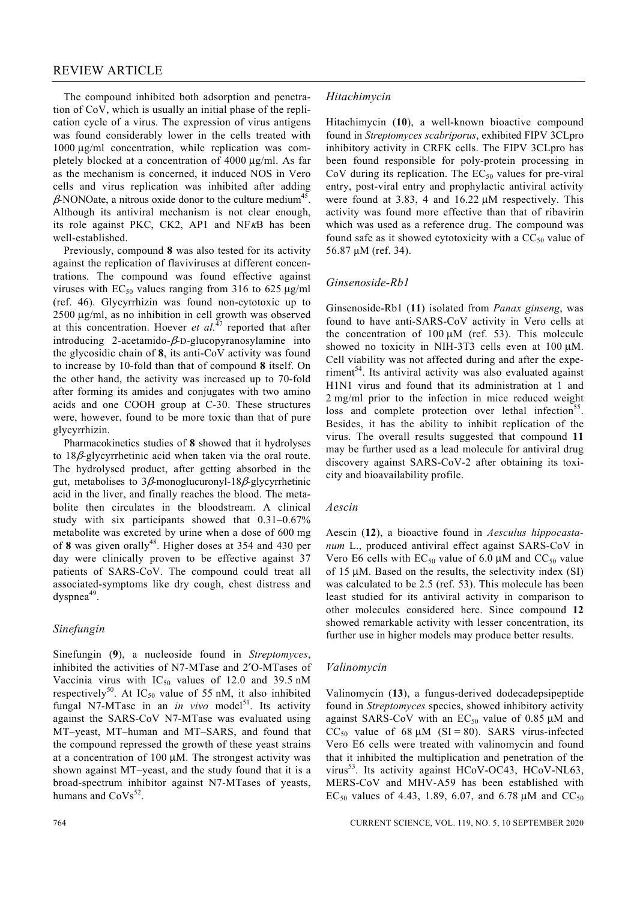The compound inhibited both adsorption and penetration of CoV, which is usually an initial phase of the replication cycle of a virus. The expression of virus antigens was found considerably lower in the cells treated with 1000 μg/ml concentration, while replication was completely blocked at a concentration of 4000 μg/ml. As far as the mechanism is concerned, it induced NOS in Vero cells and virus replication was inhibited after adding $\beta$-NONOate, a nitrous oxide donor to the culture medium[45]. Although its antiviral mechanism is not clear enough, its role against PKC, CK2, AP1 and NF$\kappa$B has been well-established.

Previously, compound **8** was also tested for its activity against the replication of flaviviruses at different concentrations. The compound was found effective against viruses with $EC_{50}$ values ranging from 316 to 625 μg/ml (ref. 46). Glycyrrhizin was found non-cytotoxic up to 2500 μg/ml, as no inhibition in cell growth was observed at this concentration. Hoever *et al.*[47] reported that after introducing 2-acetamido-$\beta$-D-glucopyranosylamine into the glycosidic chain of **8**, its anti-CoV activity was found to increase by 10-fold than that of compound **8** itself. On the other hand, the activity was increased up to 70-fold after forming its amides and conjugates with two amino acids and one COOH group at C-30. These structures were, however, found to be more toxic than that of pure glycyrrhizin.

Pharmacokinetics studies of **8** showed that it hydrolyses to 18$\beta$-glycyrrhetinic acid when taken via the oral route. The hydrolysed product, after getting absorbed in the gut, metabolises to 3$\beta$-monoglucuronyl-18$\beta$-glycyrrhetinic acid in the liver, and finally reaches the blood. The metabolite then circulates in the bloodstream. A clinical study with six participants showed that 0.31–0.67% metabolite was excreted by urine when a dose of 600 mg of **8** was given orally[48]. Higher doses at 354 and 430 per day were clinically proven to be effective against 37 patients of SARS-CoV. The compound could treat all associated-symptoms like dry cough, chest distress and dyspnea[49].

### *Sinefungin*

Sinefungin (**9**), a nucleoside found in *Streptomyces*, inhibited the activities of N7-MTase and 2′O-MTases of Vaccinia virus with $IC_{50}$ values of 12.0 and 39.5 nM respectively[50]. At $IC_{50}$ value of 55 nM, it also inhibited fungal N7-MTase in an *in vivo* model[51]. Its activity against the SARS-CoV N7-MTase was evaluated using MT–yeast, MT–human and MT–SARS, and found that the compound repressed the growth of these yeast strains at a concentration of 100 μM. The strongest activity was shown against MT–yeast, and the study found that it is a broad-spectrum inhibitor against N7-MTases of yeasts, humans and CoVs[52].

### *Hitachimycin*

Hitachimycin (**10**), a well-known bioactive compound found in *Streptomyces scabriporus*, exhibited FIPV 3CLpro inhibitory activity in CRFK cells. The FIPV 3CLpro has been found responsible for poly-protein processing in CoV during its replication. The $EC_{50}$ values for pre-viral entry, post-viral entry and prophylactic antiviral activity were found at 3.83, 4 and 16.22 μM respectively. This activity was found more effective than that of ribavirin which was used as a reference drug. The compound was found safe as it showed cytotoxicity with a $CC_{50}$ value of 56.87 μM (ref. 34).

### *Ginsenoside-Rb1*

Ginsenoside-Rb1 (**11**) isolated from *Panax ginseng*, was found to have anti-SARS-CoV activity in Vero cells at the concentration of 100 μM (ref. 53). This molecule showed no toxicity in NIH-3T3 cells even at 100 μM. Cell viability was not affected during and after the experiment[54]. Its antiviral activity was also evaluated against H1N1 virus and found that its administration at 1 and 2 mg/ml prior to the infection in mice reduced weight loss and complete protection over lethal infection[55]. Besides, it has the ability to inhibit replication of the virus. The overall results suggested that compound **11** may be further used as a lead molecule for antiviral drug discovery against SARS-CoV-2 after obtaining its toxicity and bioavailability profile.

### *Aescin*

Aescin (**12**), a bioactive found in *Aesculus hippocastanum* L., produced antiviral effect against SARS-CoV in Vero E6 cells with $EC_{50}$ value of 6.0 μM and $CC_{50}$ value of 15 μM. Based on the results, the selectivity index (SI) was calculated to be 2.5 (ref. 53). This molecule has been least studied for its antiviral activity in comparison to other molecules considered here. Since compound **12** showed remarkable activity with lesser concentration, its further use in higher models may produce better results.

### *Valinomycin*

Valinomycin (**13**), a fungus-derived dodecadepsipeptide found in *Streptomyces* species, showed inhibitory activity against SARS-CoV with an $EC_{50}$ value of 0.85 μM and $CC_{50}$ value of 68 μM (SI = 80). SARS virus-infected Vero E6 cells were treated with valinomycin and found that it inhibited the multiplication and penetration of the virus[53]. Its activity against HCoV-OC43, HCoV-NL63, MERS-CoV and MHV-A59 has been established with $EC_{50}$ values of 4.43, 1.89, 6.07, and 6.78 μM and $CC_{50}$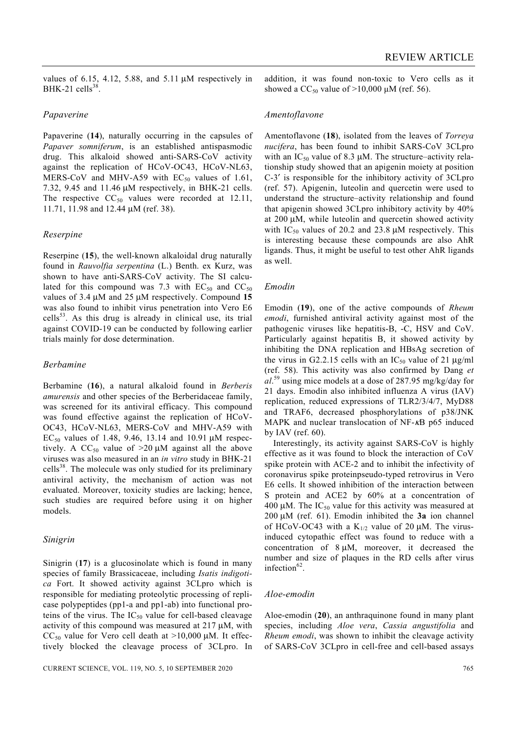values of 6.15, 4.12, 5.88, and 5.11 μM respectively in BHK-21 cells[38].

### *Papaverine*

Papaverine (**14**), naturally occurring in the capsules of *Papaver somniferum*, is an established antispasmodic drug. This alkaloid showed anti-SARS-CoV activity against the replication of HCoV-OC43, HCoV-NL63, MERS-CoV and MHV-A59 with $EC_{50}$ values of 1.61, 7.32, 9.45 and 11.46 μM respectively, in BHK-21 cells. The respective $CC_{50}$ values were recorded at 12.11, 11.71, 11.98 and 12.44 μM (ref. 38).

### *Reserpine*

Reserpine (**15**), the well-known alkaloidal drug naturally found in *Rauvolfia serpentina* (L.) Benth. ex Kurz, was shown to have anti-SARS-CoV activity. The SI calculated for this compound was 7.3 with $EC_{50}$ and $CC_{50}$ values of 3.4 μM and 25 μM respectively. Compound **15** was also found to inhibit virus penetration into Vero E6 cells[53]. As this drug is already in clinical use, its trial against COVID-19 can be conducted by following earlier trials mainly for dose determination.

### *Berbamine*

Berbamine (**16**), a natural alkaloid found in *Berberis amurensis* and other species of the Berberidaceae family, was screened for its antiviral efficacy. This compound was found effective against the replication of HCoV-OC43, HCoV-NL63, MERS-CoV and MHV-A59 with $EC_{50}$ values of 1.48, 9.46, 13.14 and 10.91 μM respectively. A $CC_{50}$ value of >20 μM against all the above viruses was also measured in an *in vitro* study in BHK-21 cells[38]. The molecule was only studied for its preliminary antiviral activity, the mechanism of action was not evaluated. Moreover, toxicity studies are lacking; hence, such studies are required before using it on higher models.

### *Sinigrin*

Sinigrin (**17**) is a glucosinolate which is found in many species of family Brassicaceae, including *Isatis indigotica* Fort. It showed activity against 3CLpro which is responsible for mediating proteolytic processing of replicase polypeptides (pp1-a and pp1-ab) into functional proteins of the virus. The $IC_{50}$ value for cell-based cleavage activity of this compound was measured at 217 μM, with $CC_{50}$ value for Vero cell death at >10,000 μM. It effectively blocked the cleavage process of 3CLpro. In addition, it was found non-toxic to Vero cells as it showed a $CC_{50}$ value of >10,000 μM (ref. 56).

### *Amentoflavone*

Amentoflavone (**18**), isolated from the leaves of *Torreya nucifera*, has been found to inhibit SARS-CoV 3CLpro with an $IC_{50}$ value of 8.3 μM. The structure–activity relationship study showed that an apigenin moiety at position C-3′ is responsible for the inhibitory activity of 3CLpro (ref. 57). Apigenin, luteolin and quercetin were used to understand the structure–activity relationship and found that apigenin showed 3CLpro inhibitory activity by 40% at 200 μM, while luteolin and quercetin showed activity with $IC_{50}$ values of 20.2 and 23.8 μM respectively. This is interesting because these compounds are also AhR ligands. Thus, it might be useful to test other AhR ligands as well.

### *Emodin*

Emodin (**19**), one of the active compounds of *Rheum emodi*, furnished antiviral activity against most of the pathogenic viruses like hepatitis-B, -C, HSV and CoV. Particularly against hepatitis B, it showed activity by inhibiting the DNA replication and HBsAg secretion of the virus in G2.2.15 cells with an $IC_{50}$ value of 21 μg/ml (ref. 58). This activity was also confirmed by Dang *et al.*[59] using mice models at a dose of 287.95 mg/kg/day for 21 days. Emodin also inhibited influenza A virus (IAV) replication, reduced expressions of TLR2/3/4/7, MyD88 and TRAF6, decreased phosphorylations of p38/JNK MAPK and nuclear translocation of NF-κB p65 induced by IAV (ref. 60).

Interestingly, its activity against SARS-CoV is highly effective as it was found to block the interaction of CoV spike protein with ACE-2 and to inhibit the infectivity of coronavirus spike proteinpseudo-typed retrovirus in Vero E6 cells. It showed inhibition of the interaction between S protein and ACE2 by 60% at a concentration of 400 μM. The $IC_{50}$ value for this activity was measured at 200 μM (ref. 61). Emodin inhibited the **3a** ion channel of HCoV-OC43 with a $K_{1/2}$ value of 20 μM. The virus-induced cytopathic effect was found to reduce with a concentration of 8 μM, moreover, it decreased the number and size of plaques in the RD cells after virus infection[62].

### *Aloe-emodin*

Aloe-emodin (**20**), an anthraquinone found in many plant species, including *Aloe vera*, *Cassia angustifolia* and *Rheum emodi*, was shown to inhibit the cleavage activity of SARS-CoV 3CLpro in cell-free and cell-based assays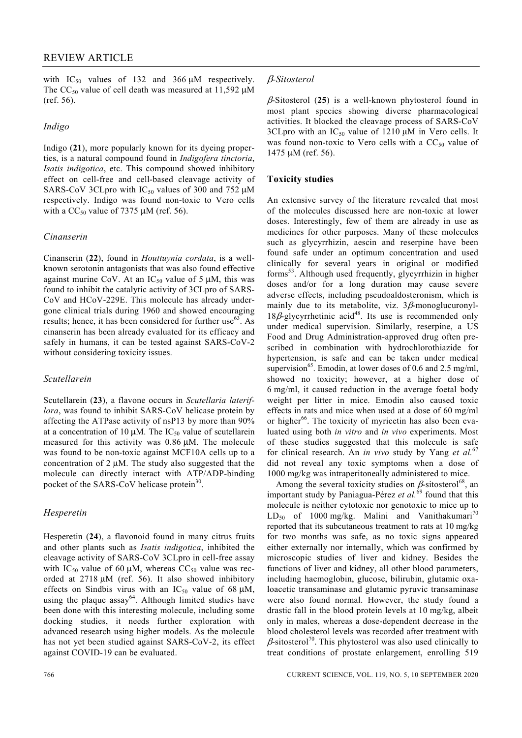with $IC_{50}$ values of 132 and 366 μM respectively. The $CC_{50}$ value of cell death was measured at 11,592 μM (ref. 56).

### *Indigo*

Indigo (**21**), more popularly known for its dyeing properties, is a natural compound found in *Indigofera tinctoria*, *Isatis indigotica*, etc. This compound showed inhibitory effect on cell-free and cell-based cleavage activity of SARS-CoV 3CLpro with $IC_{50}$ values of 300 and 752 μM respectively. Indigo was found non-toxic to Vero cells with a $CC_{50}$ value of 7375 μM (ref. 56).

### *Cinanserin*

Cinanserin (**22**), found in *Houttuynia cordata*, is a well-known serotonin antagonists that was also found effective against murine CoV. At an $IC_{50}$ value of 5 μM, this was found to inhibit the catalytic activity of 3CLpro of SARS-CoV and HCoV-229E. This molecule has already undergone clinical trials during 1960 and showed encouraging results; hence, it has been considered for further use[63]. As cinanserin has been already evaluated for its efficacy and safely in humans, it can be tested against SARS-CoV-2 without considering toxicity issues.

### *Scutellarein*

Scutellarein (**23**), a flavone occurs in *Scutellaria lateriflora*, was found to inhibit SARS-CoV helicase protein by affecting the ATPase activity of nsP13 by more than 90% at a concentration of 10 μM. The $IC_{50}$ value of scutellarein measured for this activity was 0.86 μM. The molecule was found to be non-toxic against MCF10A cells up to a concentration of 2 μM. The study also suggested that the molecule can directly interact with ATP/ADP-binding pocket of the SARS-CoV helicase protein[30].

### *Hesperetin*

Hesperetin (**24**), a flavonoid found in many citrus fruits and other plants such as *Isatis indigotica*, inhibited the cleavage activity of SARS-CoV 3CLpro in cell-free assay with $IC_{50}$ value of 60 μM, whereas $CC_{50}$ value was recorded at 2718 μM (ref. 56). It also showed inhibitory effects on Sindbis virus with an $IC_{50}$ value of 68 μM, using the plaque assay[64]. Although limited studies have been done with this interesting molecule, including some docking studies, it needs further exploration with advanced research using higher models. As the molecule has not yet been studied against SARS-CoV-2, its effect against COVID-19 can be evaluated.

### *β-Sitosterol*

*β*-Sitosterol (**25**) is a well-known phytosterol found in most plant species showing diverse pharmacological activities. It blocked the cleavage process of SARS-CoV 3CLpro with an $IC_{50}$ value of 1210 μM in Vero cells. It was found non-toxic to Vero cells with a $CC_{50}$ value of 1475 μM (ref. 56).

## Toxicity studies

An extensive survey of the literature revealed that most of the molecules discussed here are non-toxic at lower doses. Interestingly, few of them are already in use as medicines for other purposes. Many of these molecules such as glycyrrhizin, aescin and reserpine have been found safe under an optimum concentration and used clinically for several years in original or modified forms[53]. Although used frequently, glycyrrhizin in higher doses and/or for a long duration may cause severe adverse effects, including pseudoaldosteronism, which is mainly due to its metabolite, viz. 3*β*-monoglucuronyl-18*β*-glycyrrhetinic acid[48]. Its use is recommended only under medical supervision. Similarly, reserpine, a US Food and Drug Administration-approved drug often prescribed in combination with hydrochlorothiazide for hypertension, is safe and can be taken under medical supervision[65]. Emodin, at lower doses of 0.6 and 2.5 mg/ml, showed no toxicity; however, at a higher dose of 6 mg/ml, it caused reduction in the average foetal body weight per litter in mice. Emodin also caused toxic effects in rats and mice when used at a dose of 60 mg/ml or higher[66]. The toxicity of myricetin has also been evaluated using both *in vitro* and *in vivo* experiments. Most of these studies suggested that this molecule is safe for clinical research. An *in vivo* study by Yang *et al.*[67] did not reveal any toxic symptoms when a dose of 1000 mg/kg was intraperitoneally administered to mice.

Among the several toxicity studies on *β*-sitosterol[68], an important study by Paniagua-Pérez *et al.*[69] found that this molecule is neither cytotoxic nor genotoxic to mice up to $LD_{50}$ of 1000 mg/kg. Malini and Vanithakumari[70] reported that its subcutaneous treatment to rats at 10 mg/kg for two months was safe, as no toxic signs appeared either externally nor internally, which was confirmed by microscopic studies of liver and kidney. Besides the functions of liver and kidney, all other blood parameters, including haemoglobin, glucose, bilirubin, glutamic oxaloacetic transaminase and glutamic pyruvic transaminase were also found normal. However, the study found a drastic fall in the blood protein levels at 10 mg/kg, albeit only in males, whereas a dose-dependent decrease in the blood cholesterol levels was recorded after treatment with *β*-sitosterol[70]. This phytosterol was also used clinically to treat conditions of prostate enlargement, enrolling 519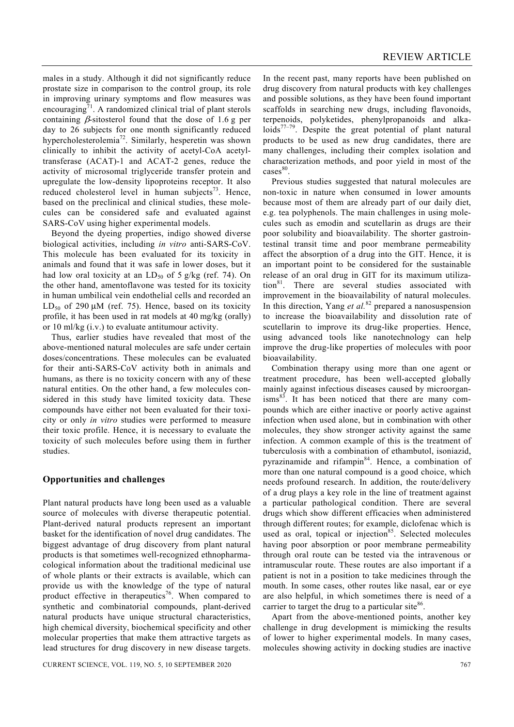males in a study. Although it did not significantly reduce prostate size in comparison to the control group, its role in improving urinary symptoms and flow measures was encouraging[71]. A randomized clinical trial of plant sterols containing $\beta$-sitosterol found that the dose of 1.6 g per day to 26 subjects for one month significantly reduced hypercholesterolemia[72]. Similarly, hesperetin was shown clinically to inhibit the activity of acetyl-CoA acetyltransferase (ACAT)-1 and ACAT-2 genes, reduce the activity of microsomal triglyceride transfer protein and upregulate the low-density lipoproteins receptor. It also reduced cholesterol level in human subjects[73]. Hence, based on the preclinical and clinical studies, these molecules can be considered safe and evaluated against SARS-CoV using higher experimental models.

Beyond the dyeing properties, indigo showed diverse biological activities, including *in vitro* anti-SARS-CoV. This molecule has been evaluated for its toxicity in animals and found that it was safe in lower doses, but it had low oral toxicity at an $LD_{50}$ of 5 g/kg (ref. 74). On the other hand, amentoflavone was tested for its toxicity in human umbilical vein endothelial cells and recorded an $LD_{50}$ of 290 μM (ref. 75). Hence, based on its toxicity profile, it has been used in rat models at 40 mg/kg (orally) or 10 ml/kg (i.v.) to evaluate antitumour activity.

Thus, earlier studies have revealed that most of the above-mentioned natural molecules are safe under certain doses/concentrations. These molecules can be evaluated for their anti-SARS-CoV activity both in animals and humans, as there is no toxicity concern with any of these natural entities. On the other hand, a few molecules considered in this study have limited toxicity data. These compounds have either not been evaluated for their toxicity or only *in vitro* studies were performed to measure their toxic profile. Hence, it is necessary to evaluate the toxicity of such molecules before using them in further studies.

## Opportunities and challenges

Plant natural products have long been used as a valuable source of molecules with diverse therapeutic potential. Plant-derived natural products represent an important basket for the identification of novel drug candidates. The biggest advantage of drug discovery from plant natural products is that sometimes well-recognized ethnopharmacological information about the traditional medicinal use of whole plants or their extracts is available, which can provide us with the knowledge of the type of natural product effective in therapeutics[76]. When compared to synthetic and combinatorial compounds, plant-derived natural products have unique structural characteristics, high chemical diversity, biochemical specificity and other molecular properties that make them attractive targets as lead structures for drug discovery in new disease targets. In the recent past, many reports have been published on drug discovery from natural products with key challenges and possible solutions, as they have been found important scaffolds in searching new drugs, including flavonoids, terpenoids, polyketides, phenylpropanoids and alkaloids[77–79]. Despite the great potential of plant natural products to be used as new drug candidates, there are many challenges, including their complex isolation and characterization methods, and poor yield in most of the cases[80].

Previous studies suggested that natural molecules are non-toxic in nature when consumed in lower amounts because most of them are already part of our daily diet, e.g. tea polyphenols. The main challenges in using molecules such as emodin and scutellarin as drugs are their poor solubility and bioavailability. The shorter gastrointestinal transit time and poor membrane permeability affect the absorption of a drug into the GIT. Hence, it is an important point to be considered for the sustainable release of an oral drug in GIT for its maximum utilization[81]. There are several studies associated with improvement in the bioavailability of natural molecules. In this direction, Yang *et al.*[82] prepared a nanosuspension to increase the bioavailability and dissolution rate of scutellarin to improve its drug-like properties. Hence, using advanced tools like nanotechnology can help improve the drug-like properties of molecules with poor bioavailability.

Combination therapy using more than one agent or treatment procedure, has been well-accepted globally mainly against infectious diseases caused by microorganisms[83]. It has been noticed that there are many compounds which are either inactive or poorly active against infection when used alone, but in combination with other molecules, they show stronger activity against the same infection. A common example of this is the treatment of tuberculosis with a combination of ethambutol, isoniazid, pyrazinamide and rifampin[84]. Hence, a combination of more than one natural compound is a good choice, which needs profound research. In addition, the route/delivery of a drug plays a key role in the line of treatment against a particular pathological condition. There are several drugs which show different efficacies when administered through different routes; for example, diclofenac which is used as oral, topical or injection[85]. Selected molecules having poor absorption or poor membrane permeability through oral route can be tested via the intravenous or intramuscular route. These routes are also important if a patient is not in a position to take medicines through the mouth. In some cases, other routes like nasal, ear or eye are also helpful, in which sometimes there is need of a carrier to target the drug to a particular site[86].

Apart from the above-mentioned points, another key challenge in drug development is mimicking the results of lower to higher experimental models. In many cases, molecules showing activity in docking studies are inactive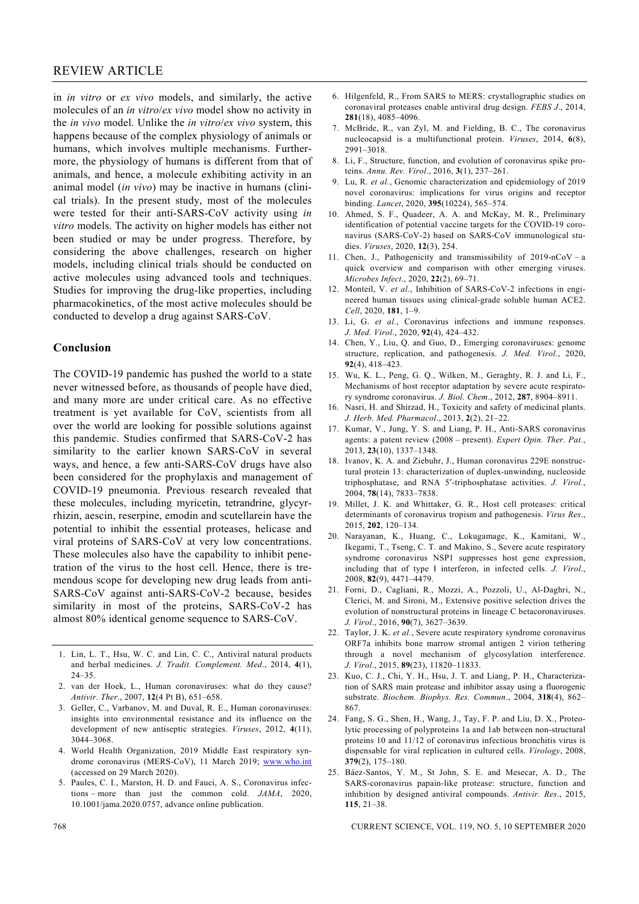in *in vitro* or *ex vivo* models, and similarly, the active molecules of an *in vitro*/*ex vivo* model show no activity in the *in vivo* model. Unlike the *in vitro*/*ex vivo* system, this happens because of the complex physiology of animals or humans, which involves multiple mechanisms. Furthermore, the physiology of humans is different from that of animals, and hence, a molecule exhibiting activity in an animal model (*in vivo*) may be inactive in humans (clinical trials). In the present study, most of the molecules were tested for their anti-SARS-CoV activity using *in vitro* models. The activity on higher models has either not been studied or may be under progress. Therefore, by considering the above challenges, research on higher models, including clinical trials should be conducted on active molecules using advanced tools and techniques. Studies for improving the drug-like properties, including pharmacokinetics, of the most active molecules should be conducted to develop a drug against SARS-CoV.

## Conclusion

The COVID-19 pandemic has pushed the world to a state never witnessed before, as thousands of people have died, and many more are under critical care. As no effective treatment is yet available for CoV, scientists from all over the world are looking for possible solutions against this pandemic. Studies confirmed that SARS-CoV-2 has similarity to the earlier known SARS-CoV in several ways, and hence, a few anti-SARS-CoV drugs have also been considered for the prophylaxis and management of COVID-19 pneumonia. Previous research revealed that these molecules, including myricetin, tetrandrine, glycyrrhizin, aescin, reserpine, emodin and scutellarein have the potential to inhibit the essential proteases, helicase and viral proteins of SARS-CoV at very low concentrations. These molecules also have the capability to inhibit penetration of the virus to the host cell. Hence, there is tremendous scope for developing new drug leads from anti-SARS-CoV against anti-SARS-CoV-2 because, besides similarity in most of the proteins, SARS-CoV-2 has almost 80% identical genome sequence to SARS-CoV.

1. Lin, L. T., Hsu, W. C. and Lin, C. C., Antiviral natural products and herbal medicines. *J. Tradit. Complement. Med*., 2014, **4**(1), 24–35.
2. van der Hoek, L., Human coronaviruses: what do they cause? *Antivir. Ther*., 2007, **12**(4 Pt B), 651–658.
3. Geller, C., Varbanov, M. and Duval, R. E., Human coronaviruses: insights into environmental resistance and its influence on the development of new antiseptic strategies. *Viruses*, 2012, **4**(11), 3044–3068.
4. World Health Organization, 2019 Middle East respiratory syndrome coronavirus (MERS-CoV), 11 March 2019; www.who.int (accessed on 29 March 2020).
5. Paules, C. I., Marston, H. D. and Fauci, A. S., Coronavirus infections – more than just the common cold. *JAMA*, 2020, 10.1001/jama.2020.0757, advance online publication.
6. Hilgenfeld, R., From SARS to MERS: crystallographic studies on coronaviral proteases enable antiviral drug design. *FEBS J*., 2014, **281**(18), 4085–4096.
7. McBride, R., van Zyl, M. and Fielding, B. C., The coronavirus nucleocapsid is a multifunctional protein. *Viruses*, 2014, **6**(8), 2991–3018.
8. Li, F., Structure, function, and evolution of coronavirus spike proteins. *Annu. Rev. Virol*., 2016, **3**(1), 237–261.
9. Lu, R. *et al.*, Genomic characterization and epidemiology of 2019 novel coronavirus: implications for virus origins and receptor binding. *Lancet*, 2020, **395**(10224), 565–574.
10. Ahmed, S. F., Quadeer, A. A. and McKay, M. R., Preliminary identification of potential vaccine targets for the COVID-19 coronavirus (SARS-CoV-2) based on SARS-CoV immunological studies. *Viruses*, 2020, **12**(3), 254.
11. Chen, J., Pathogenicity and transmissibility of 2019-nCoV – a quick overview and comparison with other emerging viruses. *Microbes Infect*., 2020, **22**(2), 69–71.
12. Monteil, V. *et al.*, Inhibition of SARS-CoV-2 infections in engineered human tissues using clinical-grade soluble human ACE2. *Cell*, 2020, **181**, 1–9.
13. Li, G. *et al.*, Coronavirus infections and immune responses. *J. Med. Virol*., 2020, **92**(4), 424–432.
14. Chen, Y., Liu, Q. and Guo, D., Emerging coronaviruses: genome structure, replication, and pathogenesis. *J. Med. Virol*., 2020, **92**(4), 418–423.
15. Wu, K. L., Peng, G. Q., Wilken, M., Geraghty, R. J. and Li, F., Mechanisms of host receptor adaptation by severe acute respiratory syndrome coronavirus. *J. Biol. Chem*., 2012, **287**, 8904–8911.
16. Nasri, H. and Shirzad, H., Toxicity and safety of medicinal plants. *J. Herb. Med. Pharmacol*., 2013, **2**(2), 21–22.
17. Kumar, V., Jung, Y. S. and Liang, P. H., Anti-SARS coronavirus agents: a patent review (2008 – present). *Expert Opin. Ther. Pat*., 2013, **23**(10), 1337–1348.
18. Ivanov, K. A. and Ziebuhr, J., Human coronavirus 229E nonstructural protein 13: characterization of duplex-unwinding, nucleoside triphosphatase, and RNA 5′-triphosphatase activities. *J. Virol.*, 2004, **78**(14), 7833–7838.
19. Millet, J. K. and Whittaker, G. R., Host cell proteases: critical determinants of coronavirus tropism and pathogenesis. *Virus Res*., 2015, **202**, 120–134.
20. Narayanan, K., Huang, C., Lokugamage, K., Kamitani, W., Ikegami, T., Tseng, C. T. and Makino, S., Severe acute respiratory syndrome coronavirus NSP1 suppresses host gene expression, including that of type I interferon, in infected cells. *J. Virol*., 2008, **82**(9), 4471–4479.
21. Forni, D., Cagliani, R., Mozzi, A., Pozzoli, U., Al-Daghri, N., Clerici, M. and Sironi, M., Extensive positive selection drives the evolution of nonstructural proteins in lineage C betacoronaviruses. *J. Virol*., 2016, **90**(7), 3627–3639.
22. Taylor, J. K. *et al.*, Severe acute respiratory syndrome coronavirus ORF7a inhibits bone marrow stromal antigen 2 virion tethering through a novel mechanism of glycosylation interference. *J. Virol*., 2015, **89**(23), 11820–11833.
23. Kuo, C. J., Chi, Y. H., Hsu, J. T. and Liang, P. H., Characterization of SARS main protease and inhibitor assay using a fluorogenic substrate. *Biochem. Biophys. Res. Commun*., 2004, **318**(4), 862–867.
24. Fang, S. G., Shen, H., Wang, J., Tay, F. P. and Liu, D. X., Proteolytic processing of polyproteins 1a and 1ab between non-structural proteins 10 and 11/12 of coronavirus infectious bronchitis virus is dispensable for viral replication in cultured cells. *Virology*, 2008, **379**(2), 175–180.
25. Báez-Santos, Y. M., St John, S. E. and Mesecar, A. D., The SARS-coronavirus papain-like protease: structure, function and inhibition by designed antiviral compounds. *Antivir. Res*., 2015, **115**, 21–38.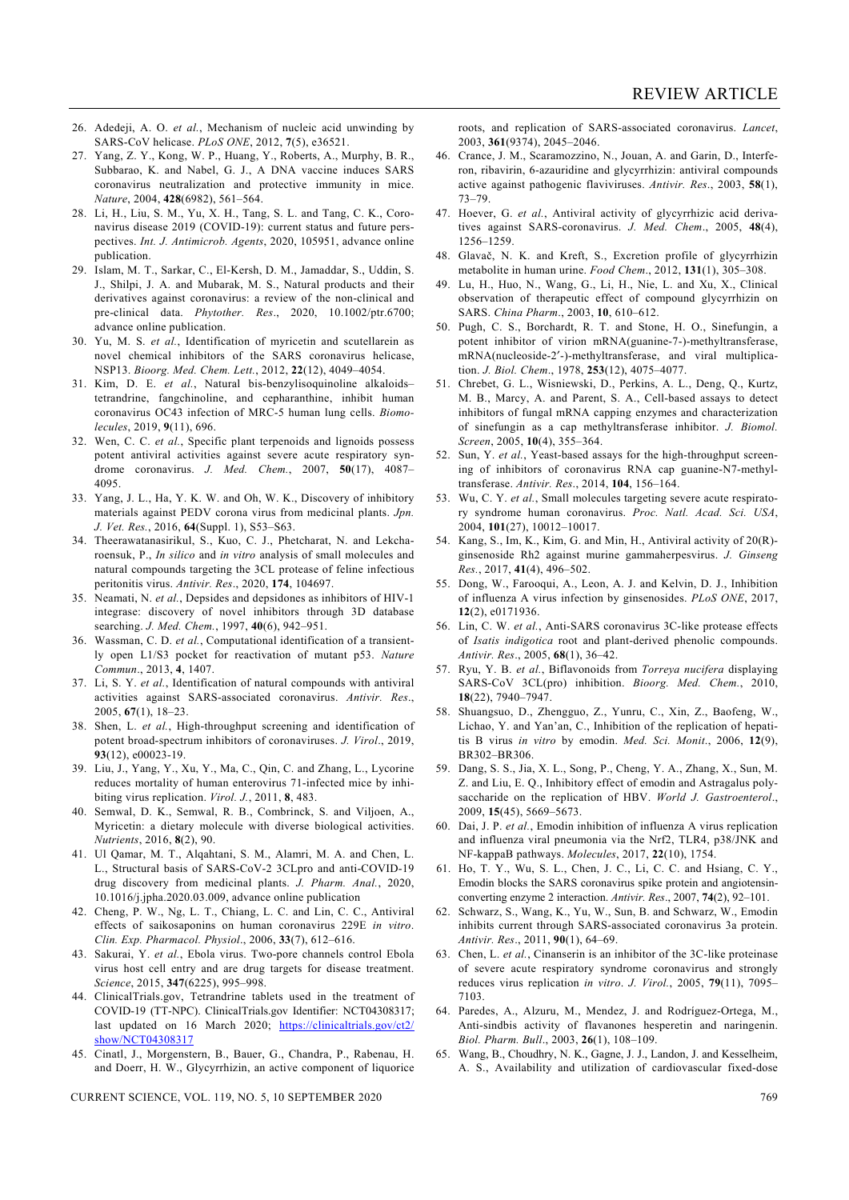26. Adedeji, A. O. *et al.*, Mechanism of nucleic acid unwinding by SARS-CoV helicase. *PLoS ONE*, 2012, **7**(5), e36521.
27. Yang, Z. Y., Kong, W. P., Huang, Y., Roberts, A., Murphy, B. R., Subbarao, K. and Nabel, G. J., A DNA vaccine induces SARS coronavirus neutralization and protective immunity in mice. *Nature*, 2004, **428**(6982), 561–564.
28. Li, H., Liu, S. M., Yu, X. H., Tang, S. L. and Tang, C. K., Coronavirus disease 2019 (COVID-19): current status and future perspectives. *Int. J. Antimicrob. Agents*, 2020, 105951, advance online publication.
29. Islam, M. T., Sarkar, C., El-Kersh, D. M., Jamaddar, S., Uddin, S. J., Shilpi, J. A. and Mubarak, M. S., Natural products and their derivatives against coronavirus: a review of the non-clinical and pre-clinical data. *Phytother. Res*., 2020, 10.1002/ptr.6700; advance online publication.
30. Yu, M. S. *et al.*, Identification of myricetin and scutellarein as novel chemical inhibitors of the SARS coronavirus helicase, NSP13. *Bioorg. Med. Chem. Lett.*, 2012, **22**(12), 4049–4054.
31. Kim, D. E. *et al.*, Natural bis-benzylisoquinoline alkaloids–tetrandrine, fangchinoline, and cepharanthine, inhibit human coronavirus OC43 infection of MRC-5 human lung cells. *Biomolecules*, 2019, **9**(11), 696.
32. Wen, C. C. *et al.*, Specific plant terpenoids and lignoids possess potent antiviral activities against severe acute respiratory syndrome coronavirus. *J. Med. Chem.*, 2007, **50**(17), 4087–4095.
33. Yang, J. L., Ha, Y. K. W. and Oh, W. K., Discovery of inhibitory materials against PEDV corona virus from medicinal plants. *Jpn. J. Vet. Res.*, 2016, **64**(Suppl. 1), S53–S63.
34. Theerawatanasirikul, S., Kuo, C. J., Phetcharat, N. and Lekcharoensuk, P., *In silico* and *in vitro* analysis of small molecules and natural compounds targeting the 3CL protease of feline infectious peritonitis virus. *Antivir. Res*., 2020, **174**, 104697.
35. Neamati, N. *et al.*, Depsides and depsidones as inhibitors of HIV-1 integrase: discovery of novel inhibitors through 3D database searching. *J. Med. Chem.*, 1997, **40**(6), 942–951.
36. Wassman, C. D. *et al.*, Computational identification of a transiently open L1/S3 pocket for reactivation of mutant p53. *Nature Commun*., 2013, **4**, 1407.
37. Li, S. Y. *et al.*, Identification of natural compounds with antiviral activities against SARS-associated coronavirus. *Antivir. Res*., 2005, **67**(1), 18–23.
38. Shen, L. *et al.*, High-throughput screening and identification of potent broad-spectrum inhibitors of coronaviruses. *J. Virol*., 2019, **93**(12), e00023-19.
39. Liu, J., Yang, Y., Xu, Y., Ma, C., Qin, C. and Zhang, L., Lycorine reduces mortality of human enterovirus 71-infected mice by inhibiting virus replication. *Virol. J.*, 2011, **8**, 483.
40. Semwal, D. K., Semwal, R. B., Combrinck, S. and Viljoen, A., Myricetin: a dietary molecule with diverse biological activities. *Nutrients*, 2016, **8**(2), 90.
41. Ul Qamar, M. T., Alqahtani, S. M., Alamri, M. A. and Chen, L. L., Structural basis of SARS-CoV-2 3CLpro and anti-COVID-19 drug discovery from medicinal plants. *J. Pharm. Anal.*, 2020, 10.1016/j.jpha.2020.03.009, advance online publication
42. Cheng, P. W., Ng, L. T., Chiang, L. C. and Lin, C. C., Antiviral effects of saikosaponins on human coronavirus 229E *in vitro*. *Clin. Exp. Pharmacol. Physiol*., 2006, **33**(7), 612–616.
43. Sakurai, Y. *et al.*, Ebola virus. Two-pore channels control Ebola virus host cell entry and are drug targets for disease treatment. *Science*, 2015, **347**(6225), 995–998.
44. ClinicalTrials.gov, Tetrandrine tablets used in the treatment of COVID-19 (TT-NPC). ClinicalTrials.gov Identifier: NCT04308317; last updated on 16 March 2020; https://clinicaltrials.gov/ct2/show/NCT04308317
45. Cinatl, J., Morgenstern, B., Bauer, G., Chandra, P., Rabenau, H. and Doerr, H. W., Glycyrrhizin, an active component of liquorice roots, and replication of SARS-associated coronavirus. *Lancet*, 2003, **361**(9374), 2045–2046.
46. Crance, J. M., Scaramozzino, N., Jouan, A. and Garin, D., Interferon, ribavirin, 6-azauridine and glycyrrhizin: antiviral compounds active against pathogenic flaviviruses. *Antivir. Res*., 2003, **58**(1), 73–79.
47. Hoever, G. *et al.*, Antiviral activity of glycyrrhizic acid derivatives against SARS-coronavirus. *J. Med. Chem*., 2005, **48**(4), 1256–1259.
48. Glavač, N. K. and Kreft, S., Excretion profile of glycyrrhizin metabolite in human urine. *Food Chem*., 2012, **131**(1), 305–308.
49. Lu, H., Huo, N., Wang, G., Li, H., Nie, L. and Xu, X., Clinical observation of therapeutic effect of compound glycyrrhizin on SARS. *China Pharm*., 2003, **10**, 610–612.
50. Pugh, C. S., Borchardt, R. T. and Stone, H. O., Sinefungin, a potent inhibitor of virion mRNA(guanine-7-)-methyltransferase, mRNA(nucleoside-2′-)-methyltransferase, and viral multiplication. *J. Biol. Chem*., 1978, **253**(12), 4075–4077.
51. Chrebet, G. L., Wisniewski, D., Perkins, A. L., Deng, Q., Kurtz, M. B., Marcy, A. and Parent, S. A., Cell-based assays to detect inhibitors of fungal mRNA capping enzymes and characterization of sinefungin as a cap methyltransferase inhibitor. *J. Biomol. Screen*, 2005, **10**(4), 355–364.
52. Sun, Y. *et al.*, Yeast-based assays for the high-throughput screening of inhibitors of coronavirus RNA cap guanine-N7-methyltransferase. *Antivir. Res*., 2014, **104**, 156–164.
53. Wu, C. Y. *et al.*, Small molecules targeting severe acute respiratory syndrome human coronavirus. *Proc. Natl. Acad. Sci. USA*, 2004, **101**(27), 10012–10017.
54. Kang, S., Im, K., Kim, G. and Min, H., Antiviral activity of 20(R)-ginsenoside Rh2 against murine gammaherpesvirus. *J. Ginseng Res.*, 2017, **41**(4), 496–502.
55. Dong, W., Farooqui, A., Leon, A. J. and Kelvin, D. J., Inhibition of influenza A virus infection by ginsenosides. *PLoS ONE*, 2017, **12**(2), e0171936.
56. Lin, C. W. *et al.*, Anti-SARS coronavirus 3C-like protease effects of *Isatis indigotica* root and plant-derived phenolic compounds. *Antivir. Res*., 2005, **68**(1), 36–42.
57. Ryu, Y. B. *et al.*, Biflavonoids from *Torreya nucifera* displaying SARS-CoV 3CL(pro) inhibition. *Bioorg. Med. Chem.*, 2010, **18**(22), 7940–7947.
58. Shuangsuo, D., Zhengguo, Z., Yunru, C., Xin, Z., Baofeng, W., Lichao, Y. and Yan'an, C., Inhibition of the replication of hepatitis B virus *in vitro* by emodin. *Med. Sci. Monit*., 2006, **12**(9), BR302–BR306.
59. Dang, S. S., Jia, X. L., Song, P., Cheng, Y. A., Zhang, X., Sun, M. Z. and Liu, E. Q., Inhibitory effect of emodin and Astragalus polysaccharide on the replication of HBV. *World J. Gastroenterol*., 2009, **15**(45), 5669–5673.
60. Dai, J. P. *et al*., Emodin inhibition of influenza A virus replication and influenza viral pneumonia via the Nrf2, TLR4, p38/JNK and NF-kappaB pathways. *Molecules*, 2017, **22**(10), 1754.
61. Ho, T. Y., Wu, S. L., Chen, J. C., Li, C. C. and Hsiang, C. Y., Emodin blocks the SARS coronavirus spike protein and angiotensin-converting enzyme 2 interaction. *Antivir. Res*., 2007, **74**(2), 92–101.
62. Schwarz, S., Wang, K., Yu, W., Sun, B. and Schwarz, W., Emodin inhibits current through SARS-associated coronavirus 3a protein. *Antivir. Res*., 2011, **90**(1), 64–69.
63. Chen, L. *et al.*, Cinanserin is an inhibitor of the 3C-like proteinase of severe acute respiratory syndrome coronavirus and strongly reduces virus replication *in vitro*. *J. Virol.*, 2005, **79**(11), 7095–7103.
64. Paredes, A., Alzuru, M., Mendez, J. and Rodríguez-Ortega, M., Anti-sindbis activity of flavanones hesperetin and naringenin. *Biol. Pharm. Bull*., 2003, **26**(1), 108–109.
65. Wang, B., Choudhry, N. K., Gagne, J. J., Landon, J. and Kesselheim, A. S., Availability and utilization of cardiovascular fixed-dose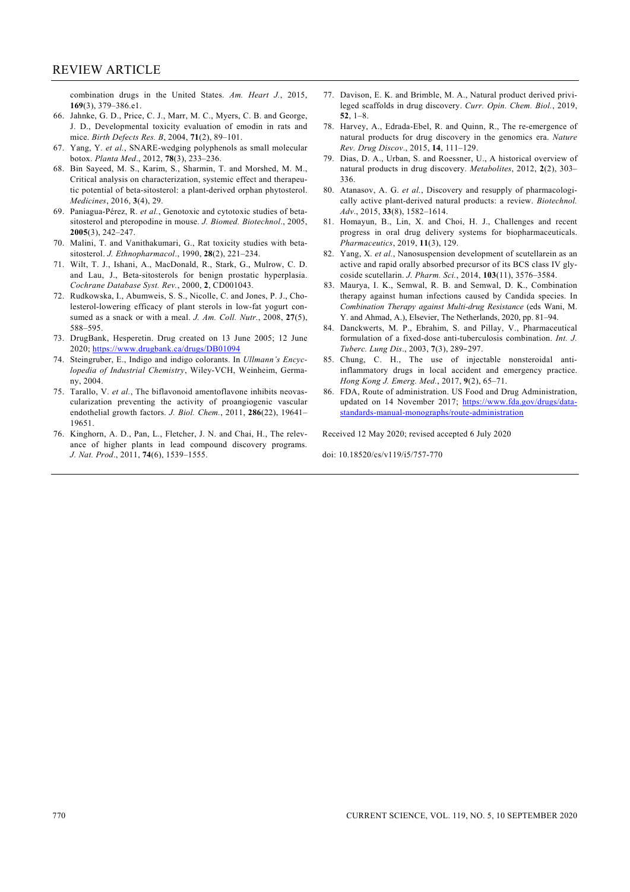combination drugs in the United States. *Am. Heart J.*, 2015, **169**(3), 379–386.e1.

66. Jahnke, G. D., Price, C. J., Marr, M. C., Myers, C. B. and George, J. D., Developmental toxicity evaluation of emodin in rats and mice. *Birth Defects Res. B*, 2004, **71**(2), 89–101.
67. Yang, Y. *et al.*, SNARE-wedging polyphenols as small molecular botox. *Planta Med*., 2012, **78**(3), 233–236.
68. Bin Sayeed, M. S., Karim, S., Sharmin, T. and Morshed, M. M., Critical analysis on characterization, systemic effect and therapeutic potential of beta-sitosterol: a plant-derived orphan phytosterol. *Medicines*, 2016, **3**(4), 29.
69. Paniagua-Pérez, R. *et al.*, Genotoxic and cytotoxic studies of beta-sitosterol and pteropodine in mouse. *J. Biomed. Biotechnol*., 2005, **2005**(3), 242–247.
70. Malini, T. and Vanithakumari, G., Rat toxicity studies with beta-sitosterol. *J. Ethnopharmacol*., 1990, **28**(2), 221–234.
71. Wilt, T. J., Ishani, A., MacDonald, R., Stark, G., Mulrow, C. D. and Lau, J., Beta-sitosterols for benign prostatic hyperplasia. *Cochrane Database Syst. Rev.*, 2000, **2**, CD001043.
72. Rudkowska, I., Abumweis, S. S., Nicolle, C. and Jones, P. J., Cholesterol-lowering efficacy of plant sterols in low-fat yogurt consumed as a snack or with a meal. *J. Am. Coll. Nutr.*, 2008, **27**(5), 588–595.
73. DrugBank, Hesperetin. Drug created on 13 June 2005; 12 June 2020; https://www.drugbank.ca/drugs/DB01094
74. Steingruber, E., Indigo and indigo colorants. In *Ullmann's Encyclopedia of Industrial Chemistry*, Wiley-VCH, Weinheim, Germany, 2004.
75. Tarallo, V. *et al.*, The biflavonoid amentoflavone inhibits neovascularization preventing the activity of proangiogenic vascular endothelial growth factors. *J. Biol. Chem.*, 2011, **286**(22), 19641–19651.
76. Kinghorn, A. D., Pan, L., Fletcher, J. N. and Chai, H., The relevance of higher plants in lead compound discovery programs. *J. Nat. Prod*., 2011, **74**(6), 1539–1555.
77. Davison, E. K. and Brimble, M. A., Natural product derived privileged scaffolds in drug discovery. *Curr. Opin. Chem. Biol.*, 2019, **52**, 1–8.
78. Harvey, A., Edrada-Ebel, R. and Quinn, R., The re-emergence of natural products for drug discovery in the genomics era. *Nature Rev. Drug Discov*., 2015, **14**, 111–129.
79. Dias, D. A., Urban, S. and Roessner, U., A historical overview of natural products in drug discovery. *Metabolites*, 2012, **2**(2), 303–336.
80. Atanasov, A. G. *et al.*, Discovery and resupply of pharmacologically active plant-derived natural products: a review. *Biotechnol. Adv*., 2015, **33**(8), 1582–1614.
81. Homayun, B., Lin, X. and Choi, H. J., Challenges and recent progress in oral drug delivery systems for biopharmaceuticals. *Pharmaceutics*, 2019, **11**(3), 129.
82. Yang, X. *et al.*, Nanosuspension development of scutellarein as an active and rapid orally absorbed precursor of its BCS class IV glycoside scutellarin. *J. Pharm. Sci.*, 2014, **103**(11), 3576–3584.
83. Maurya, I. K., Semwal, R. B. and Semwal, D. K., Combination therapy against human infections caused by Candida species. In *Combination Therapy against Multi-drug Resistance* (eds Wani, M. Y. and Ahmad, A.), Elsevier, The Netherlands, 2020, pp. 81–94.
84. Danckwerts, M. P., Ebrahim, S. and Pillay, V., Pharmaceutical formulation of a fixed-dose anti-tuberculosis combination. *Int. J. Tuberc. Lung Dis*., 2003, **7**(3), 289–297.
85. Chung, C. H., The use of injectable nonsteroidal anti-inflammatory drugs in local accident and emergency practice. *Hong Kong J. Emerg. Med.*, 2017, **9**(2), 65–71.
86. FDA, Route of administration. US Food and Drug Administration, updated on 14 November 2017; https://www.fda.gov/drugs/data-standards-manual-monographs/route-administration

Received 12 May 2020; revised accepted 6 July 2020

doi: 10.18520/cs/v119/i5/757-770